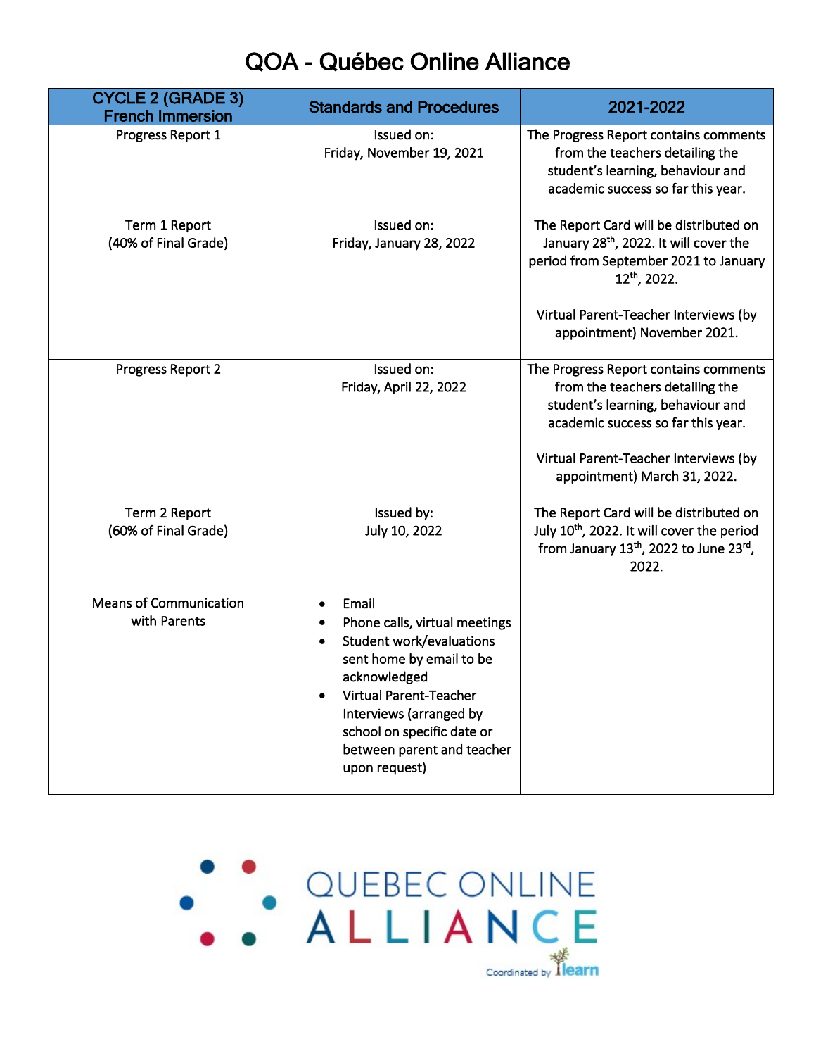# QOA - Québec Online Alliance

| CYCLE 2 (GRADE 3) French Immersion | Standards and Procedures | 2021-2022 |
|---|---|---|
| Progress Report 1 | Issued on:<br>Friday, November 19, 2021 | The Progress Report contains comments from the teachers detailing the student's learning, behaviour and academic success so far this year. |
| Term 1 Report<br>(40% of Final Grade) | Issued on:<br>Friday, January 28, 2022 | The Report Card will be distributed on January 28th, 2022. It will cover the period from September 2021 to January 12th, 2022.<br><br>Virtual Parent-Teacher Interviews (by appointment) November 2021. |
| Progress Report 2 | Issued on:<br>Friday, April 22, 2022 | The Progress Report contains comments from the teachers detailing the student's learning, behaviour and academic success so far this year.<br><br>Virtual Parent-Teacher Interviews (by appointment) March 31, 2022. |
| Term 2 Report<br>(60% of Final Grade) | Issued by:<br>July 10, 2022 | The Report Card will be distributed on July 10th, 2022. It will cover the period from January 13th, 2022 to June 23rd, 2022. |
| Means of Communication with Parents | • Email<br>• Phone calls, virtual meetings<br>• Student work/evaluations sent home by email to be acknowledged<br>• Virtual Parent-Teacher Interviews (arranged by school on specific date or between parent and teacher upon request) | |

QUEBEC ONLINE ALLIANCE

Coordinated by learn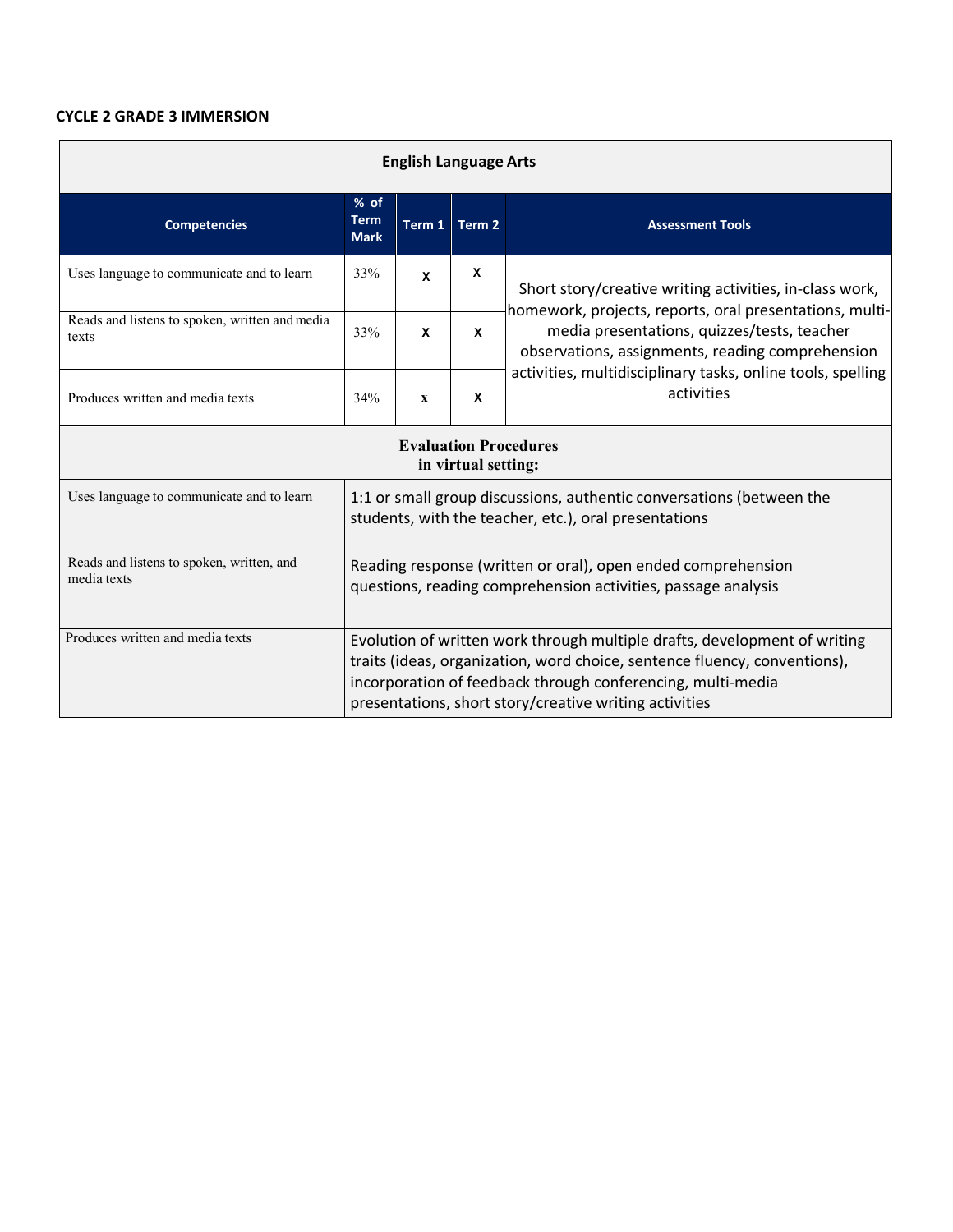**CYCLE 2 GRADE 3 IMMERSION**

| English Language Arts | | | | |
|---|---|---|---|---|
| **Competencies** | **% of Term Mark** | **Term 1** | **Term 2** | **Assessment Tools** |
| Uses language to communicate and to learn | 33% | x | x | Short story/creative writing activities, in-class work, homework, projects, reports, oral presentations, multi-media presentations, quizzes/tests, teacher observations, assignments, reading comprehension activities, multidisciplinary tasks, online tools, spelling activities |
| Reads and listens to spoken, written and media texts | 33% | x | x | |
| Produces written and media texts | 34% | x | x | |

| Evaluation Procedures in virtual setting: | |
|---|---|
| Uses language to communicate and to learn | 1:1 or small group discussions, authentic conversations (between the students, with the teacher, etc.), oral presentations |
| Reads and listens to spoken, written, and media texts | Reading response (written or oral), open ended comprehension questions, reading comprehension activities, passage analysis |
| Produces written and media texts | Evolution of written work through multiple drafts, development of writing traits (ideas, organization, word choice, sentence fluency, conventions), incorporation of feedback through conferencing, multi-media presentations, short story/creative writing activities |